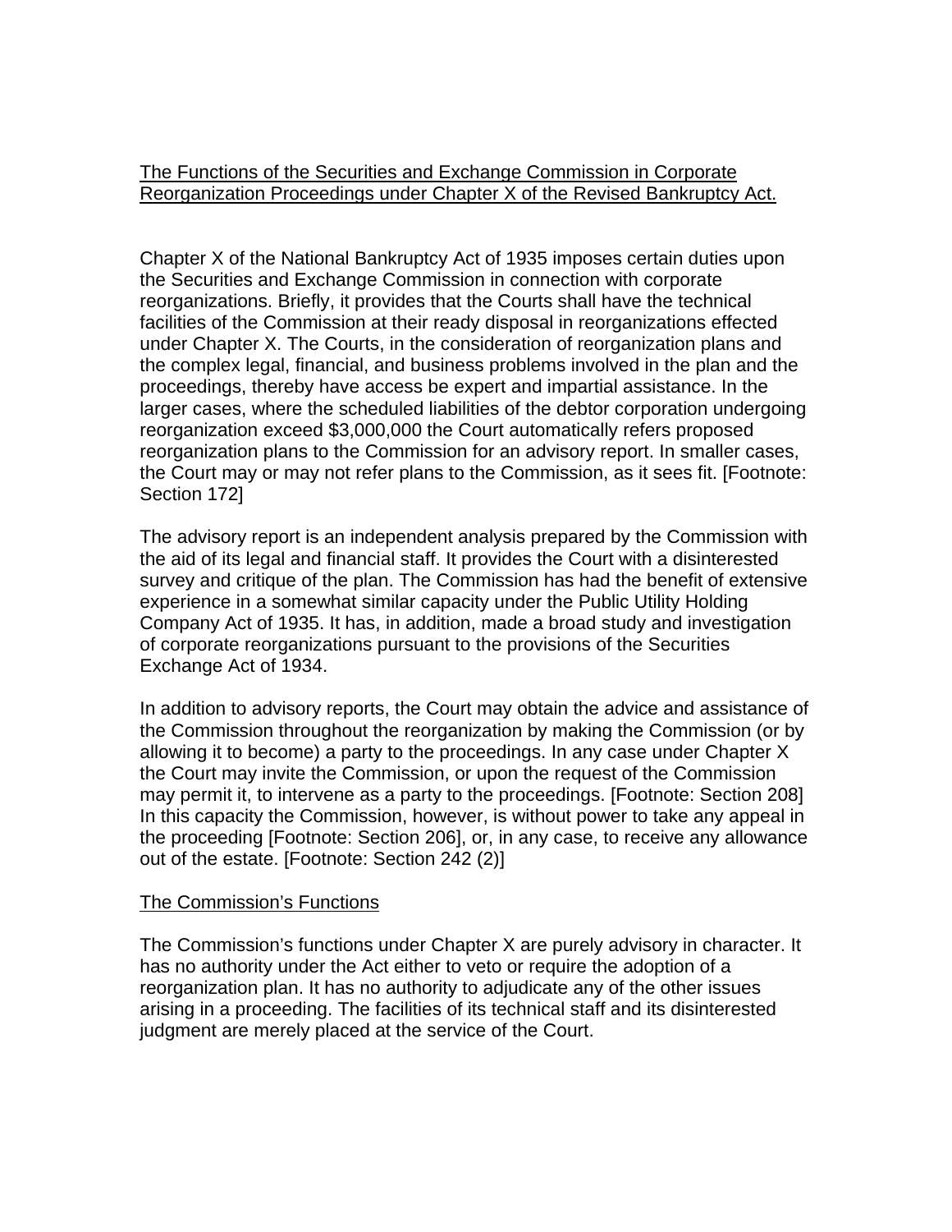The Functions of the Securities and Exchange Commission in Corporate Reorganization Proceedings under Chapter X of the Revised Bankruptcy Act.

Chapter X of the National Bankruptcy Act of 1935 imposes certain duties upon the Securities and Exchange Commission in connection with corporate reorganizations. Briefly, it provides that the Courts shall have the technical facilities of the Commission at their ready disposal in reorganizations effected under Chapter X. The Courts, in the consideration of reorganization plans and the complex legal, financial, and business problems involved in the plan and the proceedings, thereby have access be expert and impartial assistance. In the larger cases, where the scheduled liabilities of the debtor corporation undergoing reorganization exceed $3,000,000 the Court automatically refers proposed reorganization plans to the Commission for an advisory report. In smaller cases, the Court may or may not refer plans to the Commission, as it sees fit. [Footnote: Section 172]

The advisory report is an independent analysis prepared by the Commission with the aid of its legal and financial staff. It provides the Court with a disinterested survey and critique of the plan. The Commission has had the benefit of extensive experience in a somewhat similar capacity under the Public Utility Holding Company Act of 1935. It has, in addition, made a broad study and investigation of corporate reorganizations pursuant to the provisions of the Securities Exchange Act of 1934.

In addition to advisory reports, the Court may obtain the advice and assistance of the Commission throughout the reorganization by making the Commission (or by allowing it to become) a party to the proceedings. In any case under Chapter X the Court may invite the Commission, or upon the request of the Commission may permit it, to intervene as a party to the proceedings. [Footnote: Section 208] In this capacity the Commission, however, is without power to take any appeal in the proceeding [Footnote: Section 206], or, in any case, to receive any allowance out of the estate. [Footnote: Section 242 (2)]

The Commission's Functions

The Commission's functions under Chapter X are purely advisory in character. It has no authority under the Act either to veto or require the adoption of a reorganization plan. It has no authority to adjudicate any of the other issues arising in a proceeding. The facilities of its technical staff and its disinterested judgment are merely placed at the service of the Court.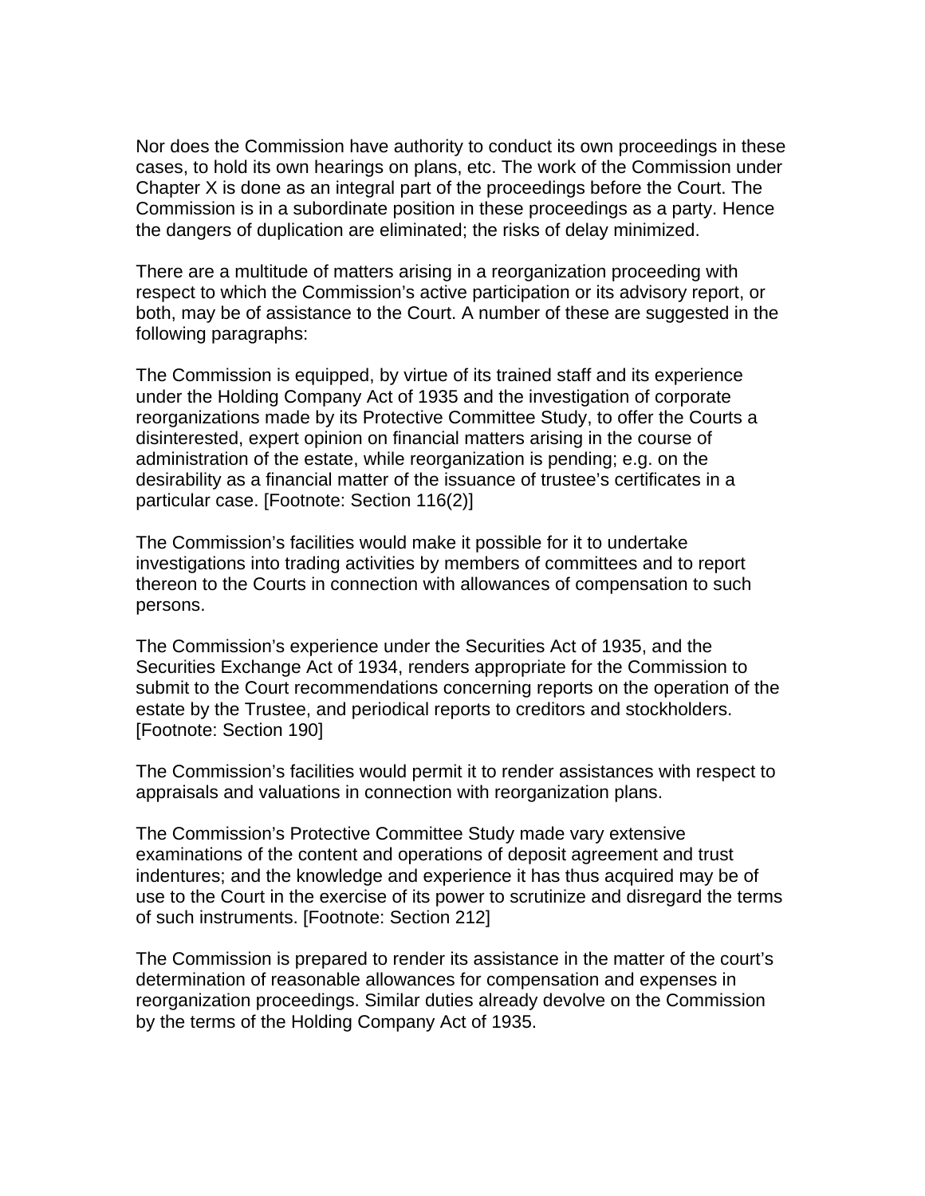Nor does the Commission have authority to conduct its own proceedings in these cases, to hold its own hearings on plans, etc. The work of the Commission under Chapter X is done as an integral part of the proceedings before the Court. The Commission is in a subordinate position in these proceedings as a party. Hence the dangers of duplication are eliminated; the risks of delay minimized.

There are a multitude of matters arising in a reorganization proceeding with respect to which the Commission's active participation or its advisory report, or both, may be of assistance to the Court. A number of these are suggested in the following paragraphs:

The Commission is equipped, by virtue of its trained staff and its experience under the Holding Company Act of 1935 and the investigation of corporate reorganizations made by its Protective Committee Study, to offer the Courts a disinterested, expert opinion on financial matters arising in the course of administration of the estate, while reorganization is pending; e.g. on the desirability as a financial matter of the issuance of trustee's certificates in a particular case. [Footnote: Section 116(2)]

The Commission's facilities would make it possible for it to undertake investigations into trading activities by members of committees and to report thereon to the Courts in connection with allowances of compensation to such persons.

The Commission's experience under the Securities Act of 1935, and the Securities Exchange Act of 1934, renders appropriate for the Commission to submit to the Court recommendations concerning reports on the operation of the estate by the Trustee, and periodical reports to creditors and stockholders. [Footnote: Section 190]

The Commission's facilities would permit it to render assistances with respect to appraisals and valuations in connection with reorganization plans.

The Commission's Protective Committee Study made vary extensive examinations of the content and operations of deposit agreement and trust indentures; and the knowledge and experience it has thus acquired may be of use to the Court in the exercise of its power to scrutinize and disregard the terms of such instruments. [Footnote: Section 212]

The Commission is prepared to render its assistance in the matter of the court's determination of reasonable allowances for compensation and expenses in reorganization proceedings. Similar duties already devolve on the Commission by the terms of the Holding Company Act of 1935.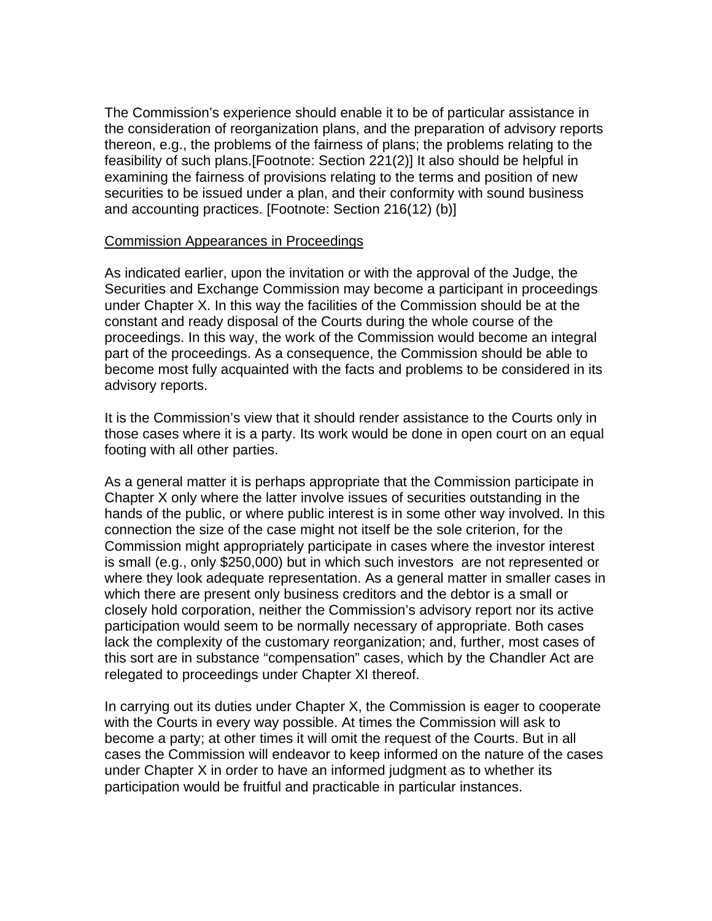The Commission's experience should enable it to be of particular assistance in the consideration of reorganization plans, and the preparation of advisory reports thereon, e.g., the problems of the fairness of plans; the problems relating to the feasibility of such plans.[Footnote: Section 221(2)] It also should be helpful in examining the fairness of provisions relating to the terms and position of new securities to be issued under a plan, and their conformity with sound business and accounting practices. [Footnote: Section 216(12) (b)]

<u>Commission Appearances in Proceedings</u>

As indicated earlier, upon the invitation or with the approval of the Judge, the Securities and Exchange Commission may become a participant in proceedings under Chapter X. In this way the facilities of the Commission should be at the constant and ready disposal of the Courts during the whole course of the proceedings. In this way, the work of the Commission would become an integral part of the proceedings. As a consequence, the Commission should be able to become most fully acquainted with the facts and problems to be considered in its advisory reports.

It is the Commission's view that it should render assistance to the Courts only in those cases where it is a party. Its work would be done in open court on an equal footing with all other parties.

As a general matter it is perhaps appropriate that the Commission participate in Chapter X only where the latter involve issues of securities outstanding in the hands of the public, or where public interest is in some other way involved. In this connection the size of the case might not itself be the sole criterion, for the Commission might appropriately participate in cases where the investor interest is small (e.g., only $250,000) but in which such investors  are not represented or where they look adequate representation. As a general matter in smaller cases in which there are present only business creditors and the debtor is a small or closely hold corporation, neither the Commission's advisory report nor its active participation would seem to be normally necessary of appropriate. Both cases lack the complexity of the customary reorganization; and, further, most cases of this sort are in substance "compensation" cases, which by the Chandler Act are relegated to proceedings under Chapter XI thereof.

In carrying out its duties under Chapter X, the Commission is eager to cooperate with the Courts in every way possible. At times the Commission will ask to become a party; at other times it will omit the request of the Courts. But in all cases the Commission will endeavor to keep informed on the nature of the cases under Chapter X in order to have an informed judgment as to whether its participation would be fruitful and practicable in particular instances.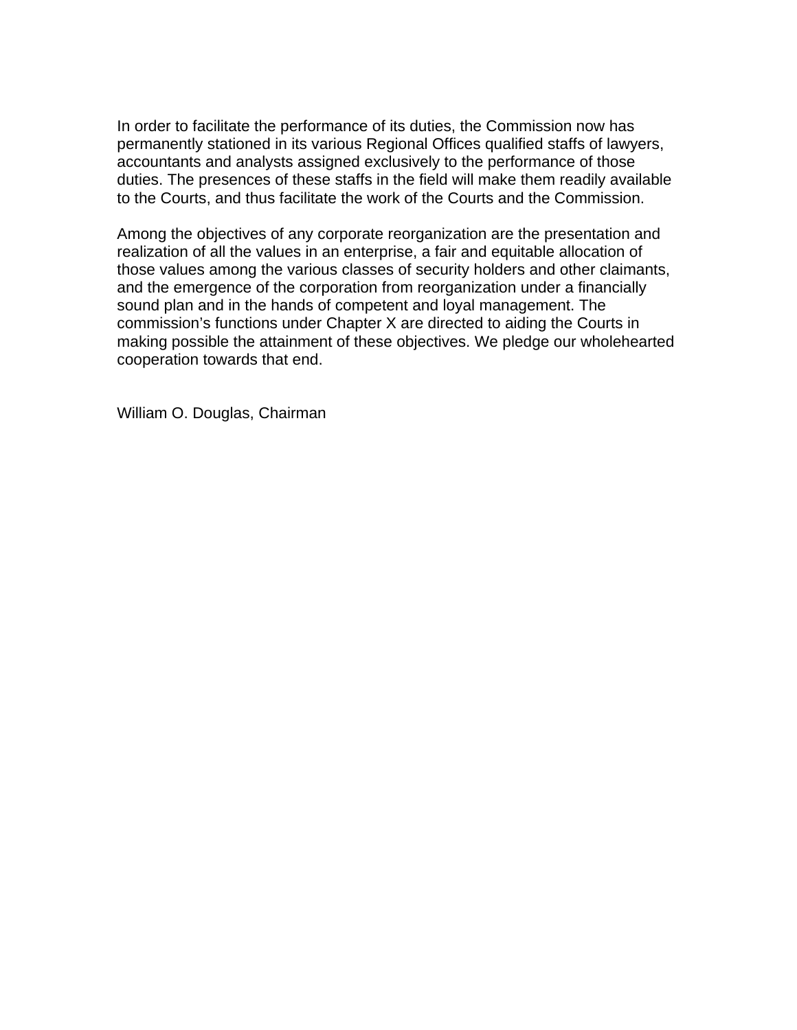In order to facilitate the performance of its duties, the Commission now has permanently stationed in its various Regional Offices qualified staffs of lawyers, accountants and analysts assigned exclusively to the performance of those duties. The presences of these staffs in the field will make them readily available to the Courts, and thus facilitate the work of the Courts and the Commission.

Among the objectives of any corporate reorganization are the presentation and realization of all the values in an enterprise, a fair and equitable allocation of those values among the various classes of security holders and other claimants, and the emergence of the corporation from reorganization under a financially sound plan and in the hands of competent and loyal management. The commission's functions under Chapter X are directed to aiding the Courts in making possible the attainment of these objectives. We pledge our wholehearted cooperation towards that end.

William O. Douglas, Chairman